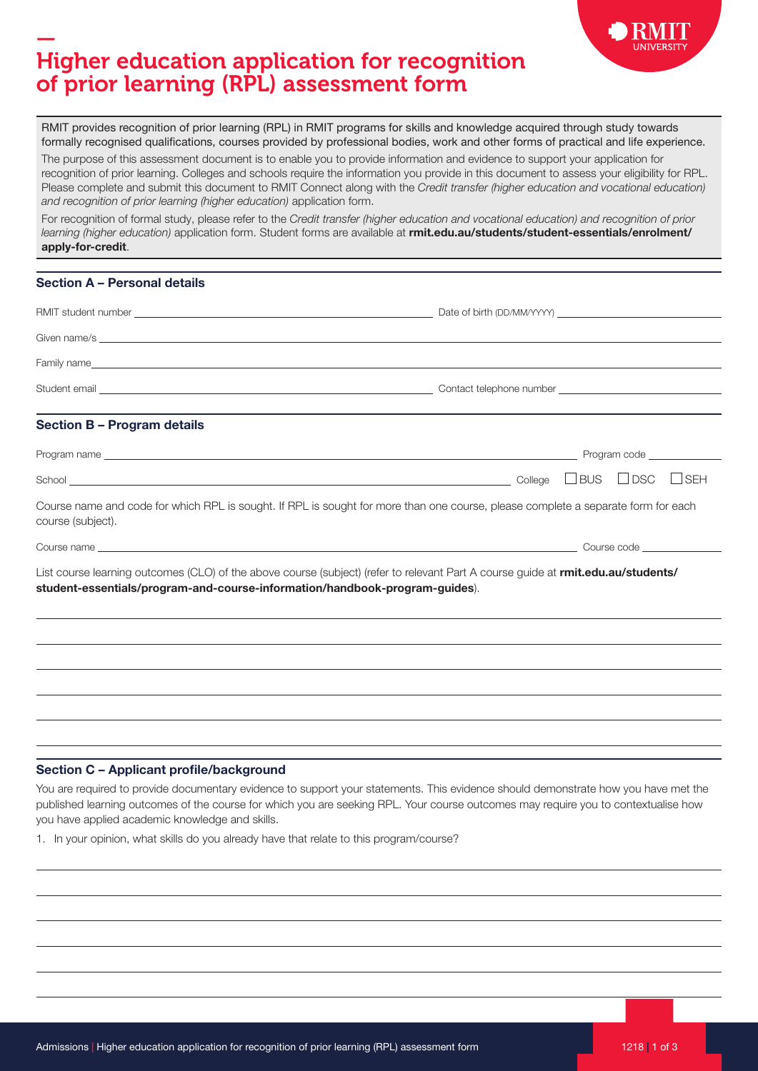# Higher education application for recognition of prior learning (RPL) assessment form

RMIT provides recognition of prior learning (RPL) in RMIT programs for skills and knowledge acquired through study towards formally recognised qualifications, courses provided by professional bodies, work and other forms of practical and life experience.

The purpose of this assessment document is to enable you to provide information and evidence to support your application for recognition of prior learning. Colleges and schools require the information you provide in this document to assess your eligibility for RPL. Please complete and submit this document to RMIT Connect along with the *Credit transfer (higher education and vocational education) and recognition of prior learning (higher education)* application form.

For recognition of formal study, please refer to the *Credit transfer (higher education and vocational education) and recognition of prior learning (higher education)* application form. Student forms are available at **rmit.edu.au/students/student-essentials/enrolment/apply-for-credit**.

## Section A – Personal details

RMIT student number ______________________ Date of birth (DD/MM/YYYY) ______________________

Given name/s ______________________

Family name ______________________

Student email ______________________ Contact telephone number ______________________

## Section B – Program details

Program name ______________________ Program code ______________________

School ______________________ College ☐ BUS ☐ DSC ☐ SEH

Course name and code for which RPL is sought. If RPL is sought for more than one course, please complete a separate form for each course (subject).

Course name ______________________ Course code ______________________

List course learning outcomes (CLO) of the above course (subject) (refer to relevant Part A course guide at **rmit.edu.au/students/student-essentials/program-and-course-information/handbook-program-guides**).

______________________

______________________

______________________

______________________

______________________

______________________

## Section C – Applicant profile/background

You are required to provide documentary evidence to support your statements. This evidence should demonstrate how you have met the published learning outcomes of the course for which you are seeking RPL. Your course outcomes may require you to contextualise how you have applied academic knowledge and skills.

1. In your opinion, what skills do you already have that relate to this program/course?

______________________

______________________

______________________

______________________

______________________

______________________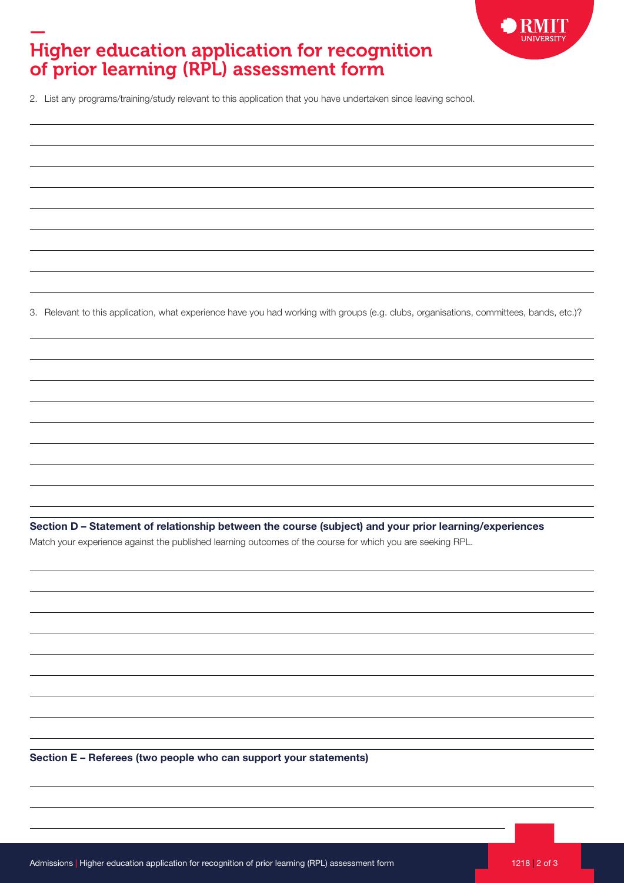# Higher education application for recognition of prior learning (RPL) assessment form

2. List any programs/training/study relevant to this application that you have undertaken since leaving school.

3. Relevant to this application, what experience have you had working with groups (e.g. clubs, organisations, committees, bands, etc.)?

**Section D – Statement of relationship between the course (subject) and your prior learning/experiences**

Match your experience against the published learning outcomes of the course for which you are seeking RPL.

**Section E – Referees (two people who can support your statements)**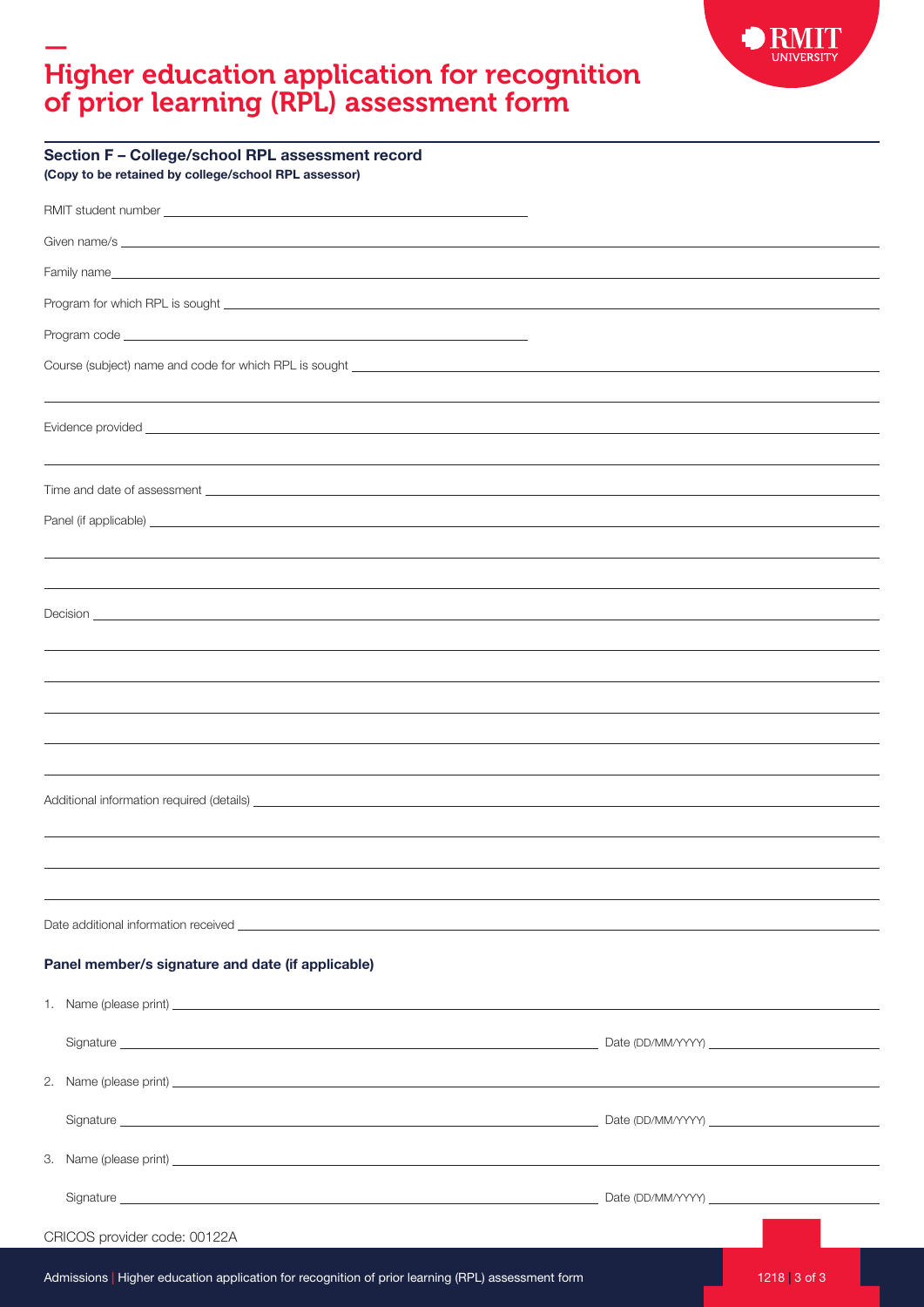# Higher education application for recognition of prior learning (RPL) assessment form

## Section F – College/school RPL assessment record

**(Copy to be retained by college/school RPL assessor)**

RMIT student number ______________________________

Given name/s ______________________________

Family name ______________________________

Program for which RPL is sought ______________________________

Program code ______________________________

Course (subject) name and code for which RPL is sought ______________________________

______________________________

Evidence provided ______________________________

______________________________

Time and date of assessment ______________________________

Panel (if applicable) ______________________________

______________________________

______________________________

Decision ______________________________

______________________________

______________________________

______________________________

______________________________

______________________________

Additional information required (details) ______________________________

______________________________

______________________________

______________________________

Date additional information received ______________________________

### Panel member/s signature and date (if applicable)

1. Name (please print) ______________________________

   Signature ______________________________ Date (DD/MM/YYYY) ______________

2. Name (please print) ______________________________

   Signature ______________________________ Date (DD/MM/YYYY) ______________

3. Name (please print) ______________________________

   Signature ______________________________ Date (DD/MM/YYYY) ______________

CRICOS provider code: 00122A